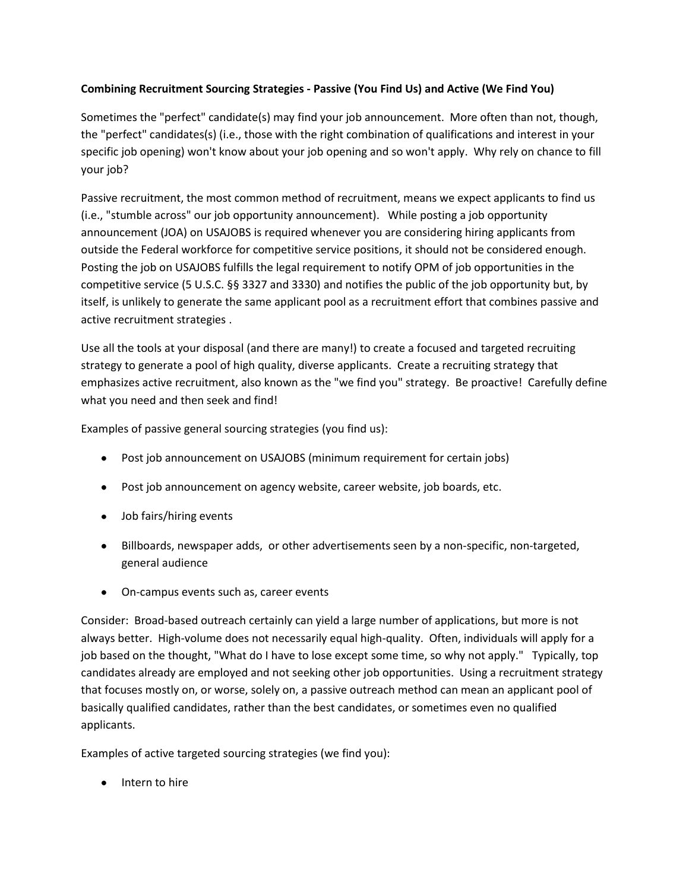**Combining Recruitment Sourcing Strategies - Passive (You Find Us) and Active (We Find You)**

Sometimes the "perfect" candidate(s) may find your job announcement. More often than not, though, the "perfect" candidates(s) (i.e., those with the right combination of qualifications and interest in your specific job opening) won't know about your job opening and so won't apply. Why rely on chance to fill your job?

Passive recruitment, the most common method of recruitment, means we expect applicants to find us (i.e., "stumble across" our job opportunity announcement). While posting a job opportunity announcement (JOA) on USAJOBS is required whenever you are considering hiring applicants from outside the Federal workforce for competitive service positions, it should not be considered enough. Posting the job on USAJOBS fulfills the legal requirement to notify OPM of job opportunities in the competitive service (5 U.S.C. §§ 3327 and 3330) and notifies the public of the job opportunity but, by itself, is unlikely to generate the same applicant pool as a recruitment effort that combines passive and active recruitment strategies .

Use all the tools at your disposal (and there are many!) to create a focused and targeted recruiting strategy to generate a pool of high quality, diverse applicants. Create a recruiting strategy that emphasizes active recruitment, also known as the "we find you" strategy. Be proactive! Carefully define what you need and then seek and find!

Examples of passive general sourcing strategies (you find us):

- Post job announcement on USAJOBS (minimum requirement for certain jobs)
- Post job announcement on agency website, career website, job boards, etc.
- Job fairs/hiring events
- Billboards, newspaper adds, or other advertisements seen by a non-specific, non-targeted, general audience
- On-campus events such as, career events

Consider: Broad-based outreach certainly can yield a large number of applications, but more is not always better. High-volume does not necessarily equal high-quality. Often, individuals will apply for a job based on the thought, "What do I have to lose except some time, so why not apply." Typically, top candidates already are employed and not seeking other job opportunities. Using a recruitment strategy that focuses mostly on, or worse, solely on, a passive outreach method can mean an applicant pool of basically qualified candidates, rather than the best candidates, or sometimes even no qualified applicants.

Examples of active targeted sourcing strategies (we find you):

- Intern to hire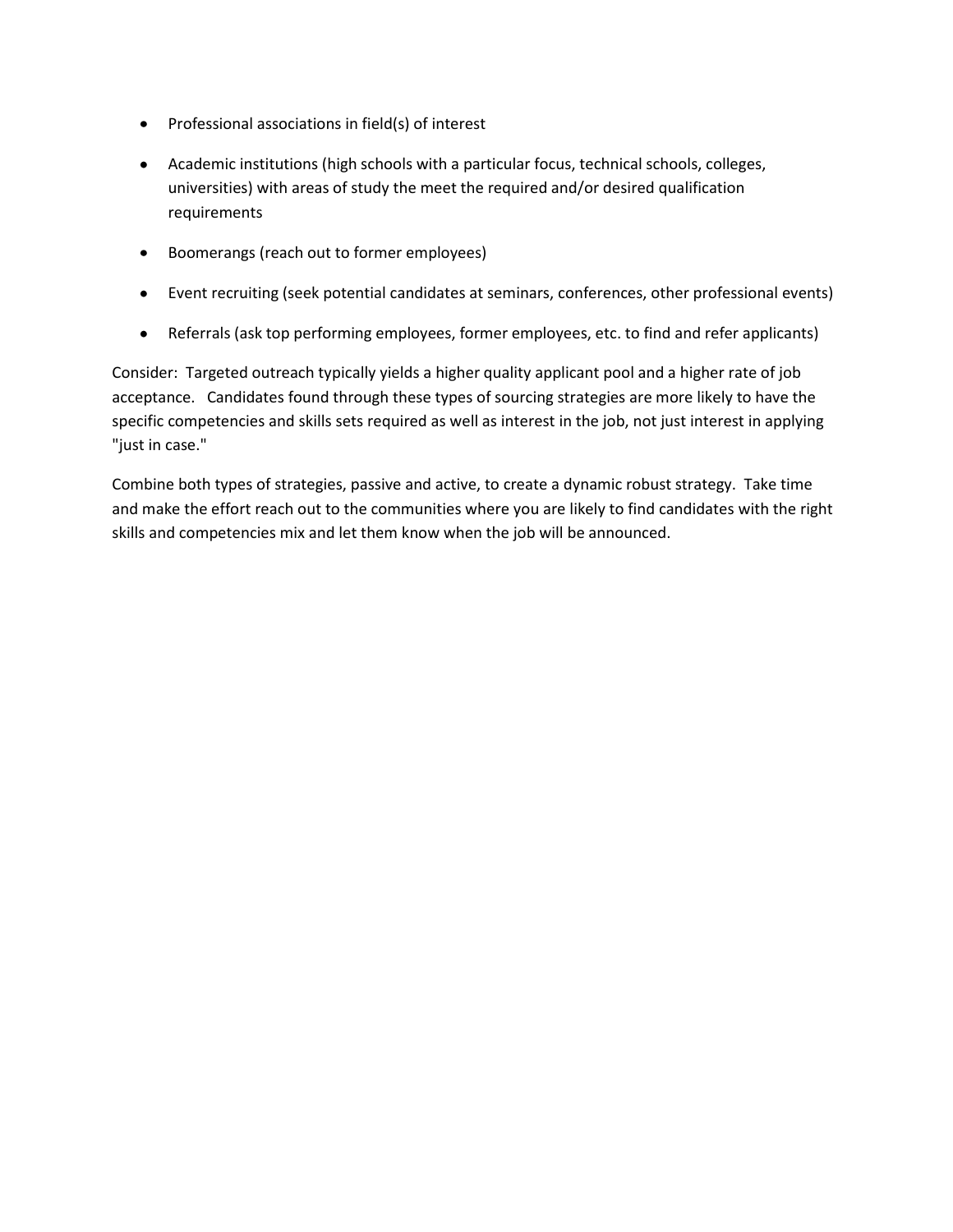- Professional associations in field(s) of interest
- Academic institutions (high schools with a particular focus, technical schools, colleges, universities) with areas of study the meet the required and/or desired qualification requirements
- Boomerangs (reach out to former employees)
- Event recruiting (seek potential candidates at seminars, conferences, other professional events)
- Referrals (ask top performing employees, former employees, etc. to find and refer applicants)

Consider: Targeted outreach typically yields a higher quality applicant pool and a higher rate of job acceptance. Candidates found through these types of sourcing strategies are more likely to have the specific competencies and skills sets required as well as interest in the job, not just interest in applying "just in case."

Combine both types of strategies, passive and active, to create a dynamic robust strategy. Take time and make the effort reach out to the communities where you are likely to find candidates with the right skills and competencies mix and let them know when the job will be announced.